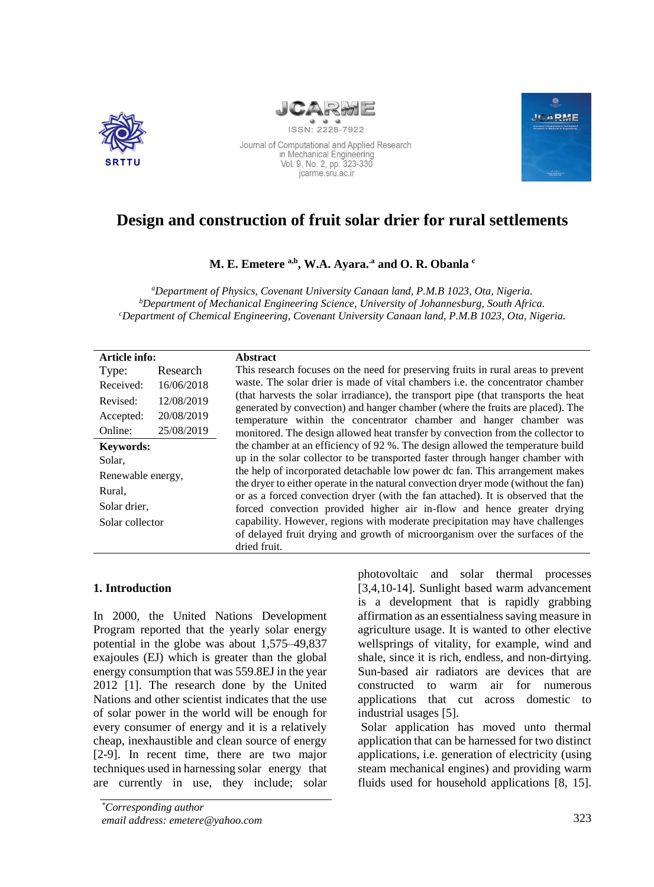# Design and construction of fruit solar drier for rural settlements

**M. E. Emetere [a,b], W.A. Ayara.[a] and O. R. Obanla [c]**

*[a]Department of Physics, Covenant University Canaan land, P.M.B 1023, Ota, Nigeria.*
*[b]Department of Mechanical Engineering Science, University of Johannesburg, South Africa.*
*[c]Department of Chemical Engineering, Covenant University Canaan land, P.M.B 1023, Ota, Nigeria.*

| | |
|---|---|
| **Article info:** | |
| Type: | Research |
| Received: | 16/06/2018 |
| Revised: | 12/08/2019 |
| Accepted: | 20/08/2019 |
| Online: | 25/08/2019 |

**Keywords:**
Solar,
Renewable energy,
Rural,
Solar drier,
Solar collector

**Abstract**

This research focuses on the need for preserving fruits in rural areas to prevent waste. The solar drier is made of vital chambers i.e. the concentrator chamber (that harvests the solar irradiance), the transport pipe (that transports the heat generated by convection) and hanger chamber (where the fruits are placed). The temperature within the concentrator chamber and hanger chamber was monitored. The design allowed heat transfer by convection from the collector to the chamber at an efficiency of 92 %. The design allowed the temperature build up in the solar collector to be transported faster through hanger chamber with the help of incorporated detachable low power dc fan. This arrangement makes the dryer to either operate in the natural convection dryer mode (without the fan) or as a forced convection dryer (with the fan attached). It is observed that the forced convection provided higher air in-flow and hence greater drying capability. However, regions with moderate precipitation may have challenges of delayed fruit drying and growth of microorganism over the surfaces of the dried fruit.

## 1. Introduction

In 2000, the United Nations Development Program reported that the yearly solar energy potential in the globe was about 1,575–49,837 exajoules (EJ) which is greater than the global energy consumption that was 559.8EJ in the year 2012 [1]. The research done by the United Nations and other scientist indicates that the use of solar power in the world will be enough for every consumer of energy and it is a relatively cheap, inexhaustible and clean source of energy [2-9]. In recent time, there are two major techniques used in harnessing solar energy that are currently in use, they include; solar photovoltaic and solar thermal processes [3,4,10-14]. Sunlight based warm advancement is a development that is rapidly grabbing affirmation as an essentialness saving measure in agriculture usage. It is wanted to other elective wellsprings of vitality, for example, wind and shale, since it is rich, endless, and non-dirtying. Sun-based air radiators are devices that are constructed to warm air for numerous applications that cut across domestic to industrial usages [5].

Solar application has moved unto thermal application that can be harnessed for two distinct applications, i.e. generation of electricity (using steam mechanical engines) and providing warm fluids used for household applications [8, 15].

*Corresponding author
*email address: emetere@yahoo.com*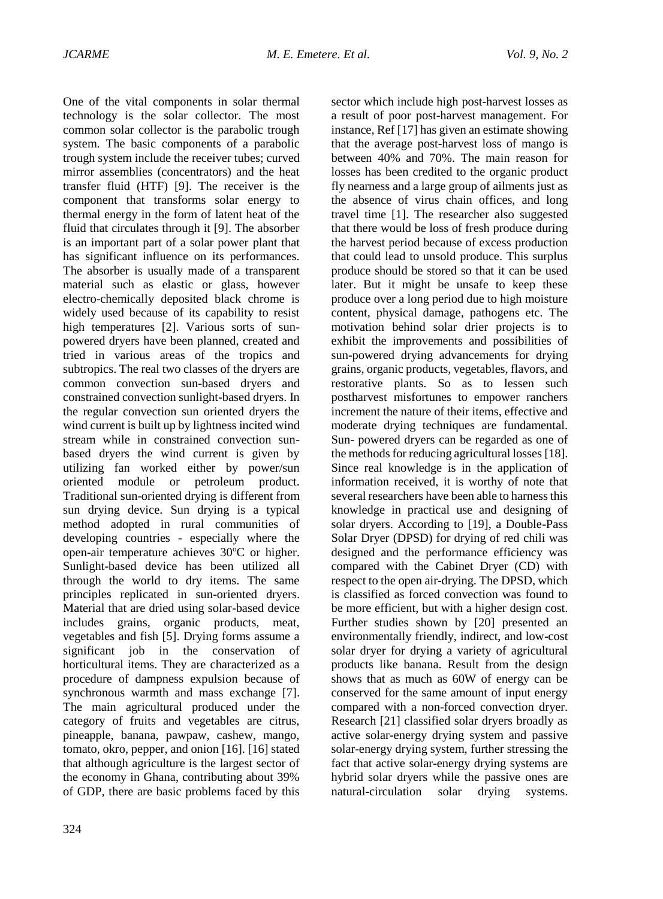One of the vital components in solar thermal technology is the solar collector. The most common solar collector is the parabolic trough system. The basic components of a parabolic trough system include the receiver tubes; curved mirror assemblies (concentrators) and the heat transfer fluid (HTF) [9]. The receiver is the component that transforms solar energy to thermal energy in the form of latent heat of the fluid that circulates through it [9]. The absorber is an important part of a solar power plant that has significant influence on its performances. The absorber is usually made of a transparent material such as elastic or glass, however electro-chemically deposited black chrome is widely used because of its capability to resist high temperatures [2]. Various sorts of sun-powered dryers have been planned, created and tried in various areas of the tropics and subtropics. The real two classes of the dryers are common convection sun-based dryers and constrained convection sunlight-based dryers. In the regular convection sun oriented dryers the wind current is built up by lightness incited wind stream while in constrained convection sun-based dryers the wind current is given by utilizing fan worked either by power/sun oriented module or petroleum product. Traditional sun-oriented drying is different from sun drying device. Sun drying is a typical method adopted in rural communities of developing countries - especially where the open-air temperature achieves 30°C or higher. Sunlight-based device has been utilized all through the world to dry items. The same principles replicated in sun-oriented dryers. Material that are dried using solar-based device includes grains, organic products, meat, vegetables and fish [5]. Drying forms assume a significant job in the conservation of horticultural items. They are characterized as a procedure of dampness expulsion because of synchronous warmth and mass exchange [7]. The main agricultural produced under the category of fruits and vegetables are citrus, pineapple, banana, pawpaw, cashew, mango, tomato, okro, pepper, and onion [16]. [16] stated that although agriculture is the largest sector of the economy in Ghana, contributing about 39% of GDP, there are basic problems faced by this sector which include high post-harvest losses as a result of poor post-harvest management. For instance, Ref [17] has given an estimate showing that the average post-harvest loss of mango is between 40% and 70%. The main reason for losses has been credited to the organic product fly nearness and a large group of ailments just as the absence of virus chain offices, and long travel time [1]. The researcher also suggested that there would be loss of fresh produce during the harvest period because of excess production that could lead to unsold produce. This surplus produce should be stored so that it can be used later. But it might be unsafe to keep these produce over a long period due to high moisture content, physical damage, pathogens etc. The motivation behind solar drier projects is to exhibit the improvements and possibilities of sun-powered drying advancements for drying grains, organic products, vegetables, flavors, and restorative plants. So as to lessen such postharvest misfortunes to empower ranchers increment the nature of their items, effective and moderate drying techniques are fundamental. Sun- powered dryers can be regarded as one of the methods for reducing agricultural losses [18]. Since real knowledge is in the application of information received, it is worthy of note that several researchers have been able to harness this knowledge in practical use and designing of solar dryers. According to [19], a Double-Pass Solar Dryer (DPSD) for drying of red chili was designed and the performance efficiency was compared with the Cabinet Dryer (CD) with respect to the open air-drying. The DPSD, which is classified as forced convection was found to be more efficient, but with a higher design cost. Further studies shown by [20] presented an environmentally friendly, indirect, and low-cost solar dryer for drying a variety of agricultural products like banana. Result from the design shows that as much as 60W of energy can be conserved for the same amount of input energy compared with a non-forced convection dryer. Research [21] classified solar dryers broadly as active solar-energy drying system and passive solar-energy drying system, further stressing the fact that active solar-energy drying systems are hybrid solar dryers while the passive ones are natural-circulation solar drying systems.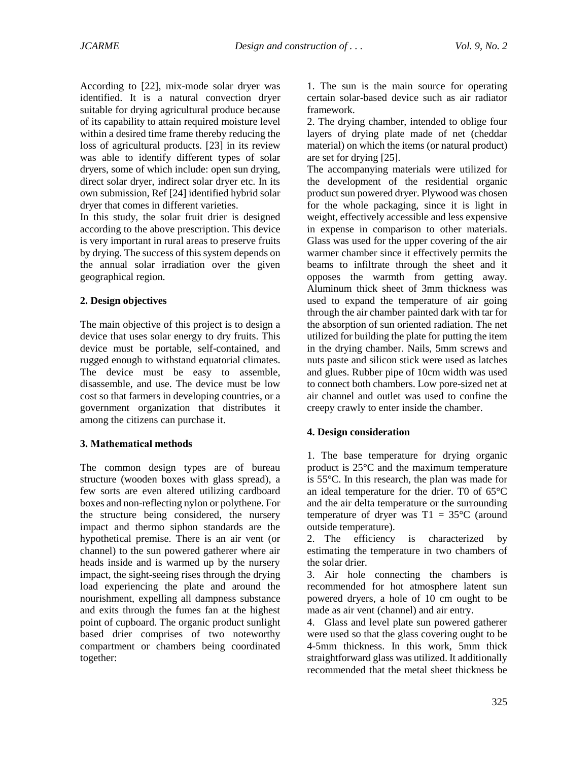According to [22], mix-mode solar dryer was identified. It is a natural convection dryer suitable for drying agricultural produce because of its capability to attain required moisture level within a desired time frame thereby reducing the loss of agricultural products. [23] in its review was able to identify different types of solar dryers, some of which include: open sun drying, direct solar dryer, indirect solar dryer etc. In its own submission, Ref [24] identified hybrid solar dryer that comes in different varieties.

In this study, the solar fruit drier is designed according to the above prescription. This device is very important in rural areas to preserve fruits by drying. The success of this system depends on the annual solar irradiation over the given geographical region.

## 2. Design objectives

The main objective of this project is to design a device that uses solar energy to dry fruits. This device must be portable, self-contained, and rugged enough to withstand equatorial climates. The device must be easy to assemble, disassemble, and use. The device must be low cost so that farmers in developing countries, or a government organization that distributes it among the citizens can purchase it.

## 3. Mathematical methods

The common design types are of bureau structure (wooden boxes with glass spread), a few sorts are even altered utilizing cardboard boxes and non-reflecting nylon or polythene. For the structure being considered, the nursery impact and thermo siphon standards are the hypothetical premise. There is an air vent (or channel) to the sun powered gatherer where air heads inside and is warmed up by the nursery impact, the sight-seeing rises through the drying load experiencing the plate and around the nourishment, expelling all dampness substance and exits through the fumes fan at the highest point of cupboard. The organic product sunlight based drier comprises of two noteworthy compartment or chambers being coordinated together:

1. The sun is the main source for operating certain solar-based device such as air radiator framework.
2. The drying chamber, intended to oblige four layers of drying plate made of net (cheddar material) on which the items (or natural product) are set for drying [25].

The accompanying materials were utilized for the development of the residential organic product sun powered dryer. Plywood was chosen for the whole packaging, since it is light in weight, effectively accessible and less expensive in expense in comparison to other materials. Glass was used for the upper covering of the air warmer chamber since it effectively permits the beams to infiltrate through the sheet and it opposes the warmth from getting away. Aluminum thick sheet of 3mm thickness was used to expand the temperature of air going through the air chamber painted dark with tar for the absorption of sun oriented radiation. The net utilized for building the plate for putting the item in the drying chamber. Nails, 5mm screws and nuts paste and silicon stick were used as latches and glues. Rubber pipe of 10cm width was used to connect both chambers. Low pore-sized net at air channel and outlet was used to confine the creepy crawly to enter inside the chamber.

## 4. Design consideration

1. The base temperature for drying organic product is 25°C and the maximum temperature is 55°C. In this research, the plan was made for an ideal temperature for the drier. $T0$ of 65°C and the air delta temperature or the surrounding temperature of dryer was $T1 = 35°C$ (around outside temperature).
2. The efficiency is characterized by estimating the temperature in two chambers of the solar drier.
3. Air hole connecting the chambers is recommended for hot atmosphere latent sun powered dryers, a hole of 10 cm ought to be made as air vent (channel) and air entry.
4. Glass and level plate sun powered gatherer were used so that the glass covering ought to be 4-5mm thickness. In this work, 5mm thick straightforward glass was utilized. It additionally recommended that the metal sheet thickness be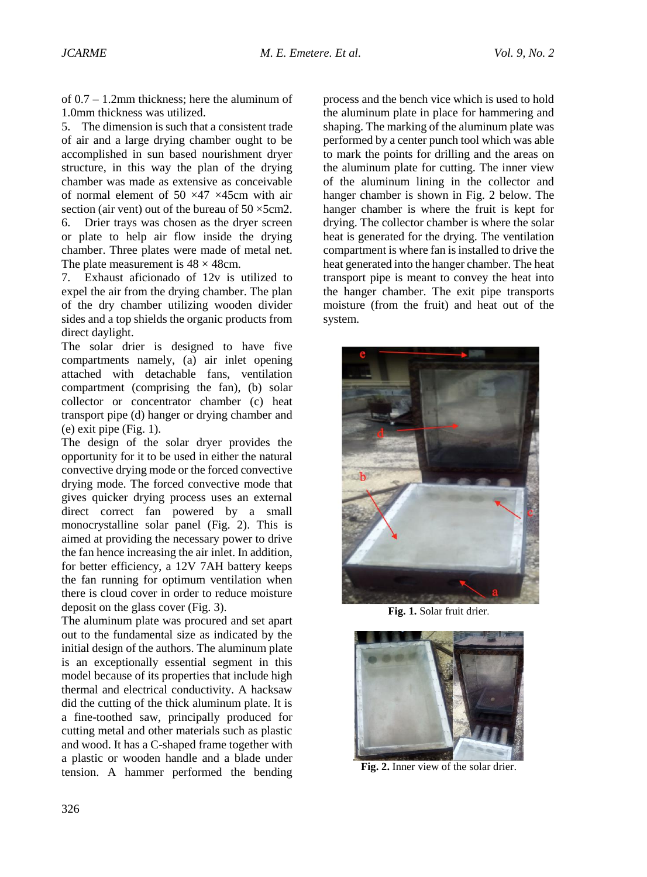of 0.7 – 1.2mm thickness; here the aluminum of 1.0mm thickness was utilized.

5. The dimension is such that a consistent trade of air and a large drying chamber ought to be accomplished in sun based nourishment dryer structure, in this way the plan of the drying chamber was made as extensive as conceivable of normal element of 50 ×47 ×45cm with air section (air vent) out of the bureau of 50 ×5cm2.

6. Drier trays was chosen as the dryer screen or plate to help air flow inside the drying chamber. Three plates were made of metal net. The plate measurement is 48 × 48cm.

7. Exhaust aficionado of 12v is utilized to expel the air from the drying chamber. The plan of the dry chamber utilizing wooden divider sides and a top shields the organic products from direct daylight.

The solar drier is designed to have five compartments namely, (a) air inlet opening attached with detachable fans, ventilation compartment (comprising the fan), (b) solar collector or concentrator chamber (c) heat transport pipe (d) hanger or drying chamber and (e) exit pipe (Fig. 1).

The design of the solar dryer provides the opportunity for it to be used in either the natural convective drying mode or the forced convective drying mode. The forced convective mode that gives quicker drying process uses an external direct correct fan powered by a small monocrystalline solar panel (Fig. 2). This is aimed at providing the necessary power to drive the fan hence increasing the air inlet. In addition, for better efficiency, a 12V 7AH battery keeps the fan running for optimum ventilation when there is cloud cover in order to reduce moisture deposit on the glass cover (Fig. 3).

The aluminum plate was procured and set apart out to the fundamental size as indicated by the initial design of the authors. The aluminum plate is an exceptionally essential segment in this model because of its properties that include high thermal and electrical conductivity. A hacksaw did the cutting of the thick aluminum plate. It is a fine-toothed saw, principally produced for cutting metal and other materials such as plastic and wood. It has a C-shaped frame together with a plastic or wooden handle and a blade under tension. A hammer performed the bending process and the bench vice which is used to hold the aluminum plate in place for hammering and shaping. The marking of the aluminum plate was performed by a center punch tool which was able to mark the points for drilling and the areas on the aluminum plate for cutting. The inner view of the aluminum lining in the collector and hanger chamber is shown in Fig. 2 below. The hanger chamber is where the fruit is kept for drying. The collector chamber is where the solar heat is generated for the drying. The ventilation compartment is where fan is installed to drive the heat generated into the hanger chamber. The heat transport pipe is meant to convey the heat into the hanger chamber. The exit pipe transports moisture (from the fruit) and heat out of the system.

e

d

b

c

a

**Fig. 1.** Solar fruit drier.

**Fig. 2.** Inner view of the solar drier.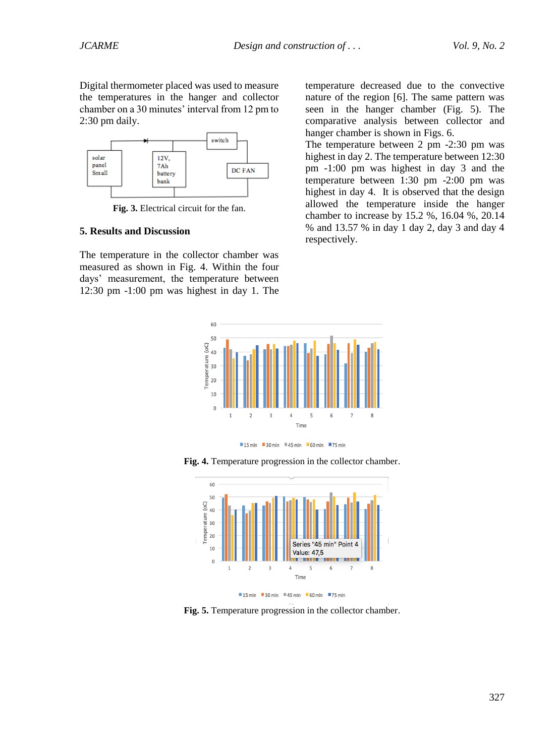Digital thermometer placed was used to measure the temperatures in the hanger and collector chamber on a 30 minutes' interval from 12 pm to 2:30 pm daily.

solar panel Small

12V, 7Ah battery bank

switch

DC FAN

**Fig. 3.** Electrical circuit for the fan.

## 5. Results and Discussion

The temperature in the collector chamber was measured as shown in Fig. 4. Within the four days' measurement, the temperature between 12:30 pm -1:00 pm was highest in day 1. The temperature decreased due to the convective nature of the region [6]. The same pattern was seen in the hanger chamber (Fig. 5). The comparative analysis between collector and hanger chamber is shown in Figs. 6.

The temperature between 2 pm -2:30 pm was highest in day 2. The temperature between 12:30 pm -1:00 pm was highest in day 3 and the temperature between 1:30 pm -2:00 pm was highest in day 4. It is observed that the design allowed the temperature inside the hanger chamber to increase by 15.2 %, 16.04 %, 20.14 % and 13.57 % in day 1 day 2, day 3 and day 4 respectively.

Temperature (oC)
0 10 20 30 40 50 60
1 2 3 4 5 6 7 8
Time
15 min 30 min 45 min 60 min 75 min

**Fig. 4.** Temperature progression in the collector chamber.

Temperature (oC)
0 10 20 30 40 50 60
1 2 3 4 5 6 7 8
Time
Series "45 min" Point 4
Value: 47,5
15 min 30 min 45 min 60 min 75 min

**Fig. 5.** Temperature progression in the collector chamber.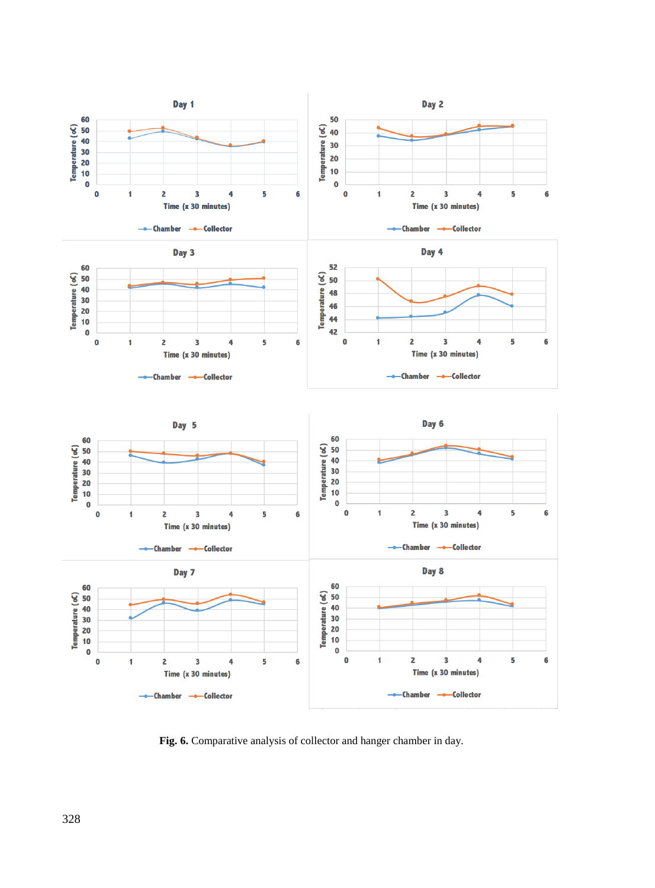Day 1

Temperature (oC)

60
50
40
30
20
10
0

0 1 2 3 4 5 6

Time (x 30 minutes)

Chamber Collector

Day 2

Temperature (oC)

50
40
30
20
10
0

0 1 2 3 4 5 6

Time (x 30 minutes)

Chamber Collector

Day 3

Temperature (oC)

60
50
40
30
20
10
0

0 1 2 3 4 5 6

Time (x 30 minutes)

Chamber Collector

Day 4

Temperature (oC)

52
50
48
46
44
42

0 1 2 3 4 5 6

Time (x 30 minutes)

Chamber Collector

Day 5

Temperature (oC)

60
50
40
30
20
10
0

0 1 2 3 4 5 6

Time (x 30 minutes)

Chamber Collector

Day 6

Temperature (oC)

60
50
40
30
20
10
0

0 1 2 3 4 5 6

Time (x 30 minutes)

Chamber Collector

Day 7

Temperature (oC)

60
50
40
30
20
10
0

0 1 2 3 4 5 6

Time (x 30 minutes)

Chamber Collector

Day 8

Temperature (oC)

60
50
40
30
20
10
0

0 1 2 3 4 5 6

Time (x 30 minutes)

Chamber Collector

**Fig. 6.** Comparative analysis of collector and hanger chamber in day.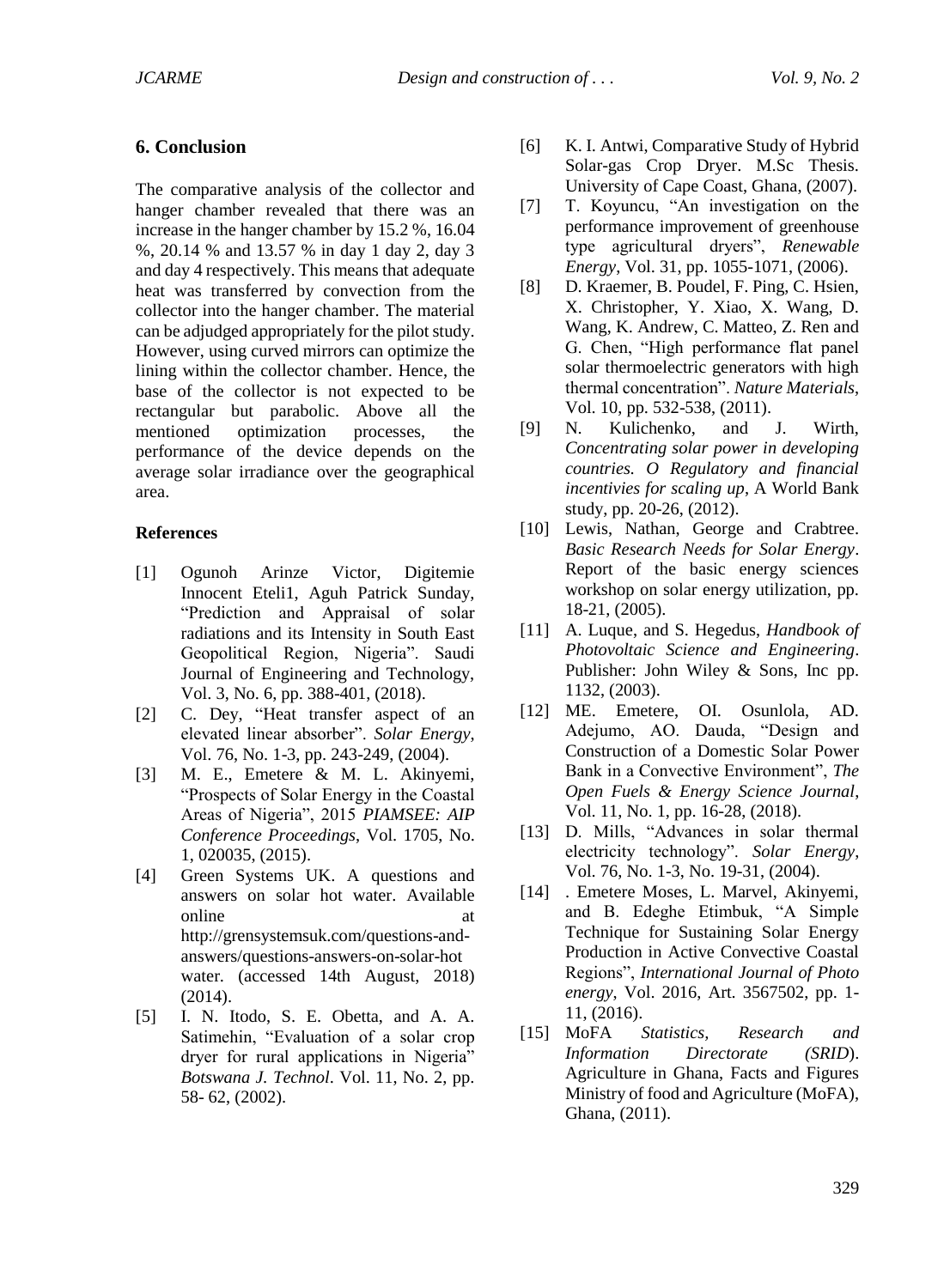## 6. Conclusion

The comparative analysis of the collector and hanger chamber revealed that there was an increase in the hanger chamber by 15.2 %, 16.04 %, 20.14 % and 13.57 % in day 1 day 2, day 3 and day 4 respectively. This means that adequate heat was transferred by convection from the collector into the hanger chamber. The material can be adjudged appropriately for the pilot study. However, using curved mirrors can optimize the lining within the collector chamber. Hence, the base of the collector is not expected to be rectangular but parabolic. Above all the mentioned optimization processes, the performance of the device depends on the average solar irradiance over the geographical area.

### References

[1] Ogunoh Arinze Victor, Digitemie Innocent Eteli1, Aguh Patrick Sunday, "Prediction and Appraisal of solar radiations and its Intensity in South East Geopolitical Region, Nigeria". Saudi Journal of Engineering and Technology, Vol. 3, No. 6, pp. 388-401, (2018).

[2] C. Dey, "Heat transfer aspect of an elevated linear absorber". *Solar Energy*, Vol. 76, No. 1-3, pp. 243-249, (2004).

[3] M. E., Emetere & M. L. Akinyemi, "Prospects of Solar Energy in the Coastal Areas of Nigeria", 2015 *PIAMSEE: AIP Conference Proceedings*, Vol. 1705, No. 1, 020035, (2015).

[4] Green Systems UK. A questions and answers on solar hot water. Available online at http://grensystemsuk.com/questions-and-answers/questions-answers-on-solar-hot water. (accessed 14th August, 2018) (2014).

[5] I. N. Itodo, S. E. Obetta, and A. A. Satimehin, "Evaluation of a solar crop dryer for rural applications in Nigeria" *Botswana J. Technol*. Vol. 11, No. 2, pp. 58- 62, (2002).

[6] K. I. Antwi, Comparative Study of Hybrid Solar-gas Crop Dryer. M.Sc Thesis. University of Cape Coast, Ghana, (2007).

[7] T. Koyuncu, "An investigation on the performance improvement of greenhouse type agricultural dryers", *Renewable Energy*, Vol. 31, pp. 1055-1071, (2006).

[8] D. Kraemer, B. Poudel, F. Ping, C. Hsien, X. Christopher, Y. Xiao, X. Wang, D. Wang, K. Andrew, C. Matteo, Z. Ren and G. Chen, "High performance flat panel solar thermoelectric generators with high thermal concentration". *Nature Materials*, Vol. 10, pp. 532-538, (2011).

[9] N. Kulichenko, and J. Wirth, *Concentrating solar power in developing countries. O Regulatory and financial incentivies for scaling up*, A World Bank study, pp. 20-26, (2012).

[10] Lewis, Nathan, George and Crabtree. *Basic Research Needs for Solar Energy*. Report of the basic energy sciences workshop on solar energy utilization, pp. 18-21, (2005).

[11] A. Luque, and S. Hegedus, *Handbook of Photovoltaic Science and Engineering*. Publisher: John Wiley & Sons, Inc pp. 1132, (2003).

[12] ME. Emetere, OI. Osunlola, AD. Adejumo, AO. Dauda, "Design and Construction of a Domestic Solar Power Bank in a Convective Environment", *The Open Fuels & Energy Science Journal*, Vol. 11, No. 1, pp. 16-28, (2018).

[13] D. Mills, "Advances in solar thermal electricity technology". *Solar Energy*, Vol. 76, No. 1-3, No. 19-31, (2004).

[14] . Emetere Moses, L. Marvel, Akinyemi, and B. Edeghe Etimbuk, "A Simple Technique for Sustaining Solar Energy Production in Active Convective Coastal Regions", *International Journal of Photo energy*, Vol. 2016, Art. 3567502, pp. 1-11, (2016).

[15] MoFA *Statistics, Research and Information Directorate (SRID*). Agriculture in Ghana, Facts and Figures Ministry of food and Agriculture (MoFA), Ghana, (2011).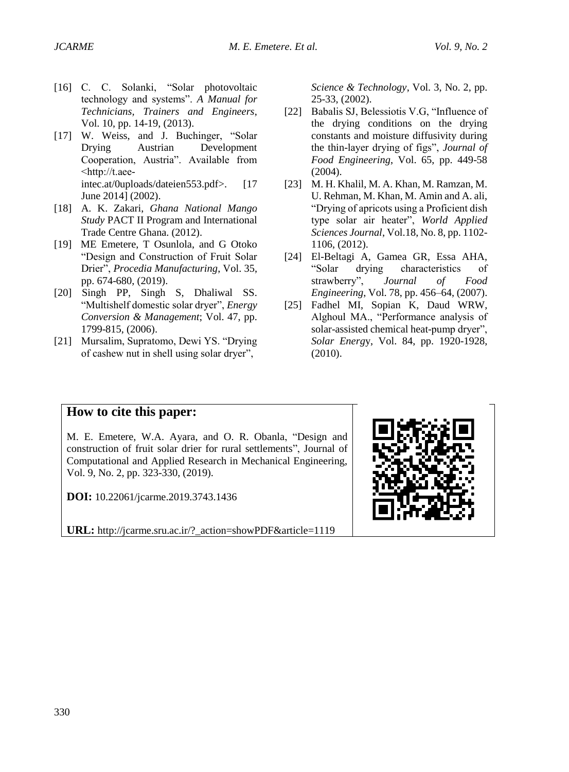[16] C. C. Solanki, "Solar photovoltaic technology and systems". *A Manual for Technicians, Trainers and Engineers*, Vol. 10, pp. 14-19, (2013).

[17] W. Weiss, and J. Buchinger, "Solar Drying Austrian Development Cooperation, Austria". Available from <http://t.aee-intec.at/0uploads/dateien553.pdf>. [17 June 2014] (2002).

[18] A. K. Zakari, *Ghana National Mango Study* PACT II Program and International Trade Centre Ghana. (2012).

[19] ME Emetere, T Osunlola, and G Otoko "Design and Construction of Fruit Solar Drier", *Procedia Manufacturing*, Vol. 35, pp. 674-680, (2019).

[20] Singh PP, Singh S, Dhaliwal SS. "Multishelf domestic solar dryer", *Energy Conversion & Management*; Vol. 47, pp. 1799-815, (2006).

[21] Mursalim, Supratomo, Dewi YS. "Drying of cashew nut in shell using solar dryer", *Science & Technology*, Vol. 3, No. 2, pp. 25-33, (2002).

[22] Babalis SJ, Belessiotis V.G, "Influence of the drying conditions on the drying constants and moisture diffusivity during the thin-layer drying of figs", *Journal of Food Engineering*, Vol. 65, pp. 449-58 (2004).

[23] M. H. Khalil, M. A. Khan, M. Ramzan, M. U. Rehman, M. Khan, M. Amin and A. ali, "Drying of apricots using a Proficient dish type solar air heater", *World Applied Sciences Journal*, Vol.18, No. 8, pp. 1102-1106, (2012).

[24] El-Beltagi A, Gamea GR, Essa AHA, "Solar drying characteristics of strawberry", *Journal of Food Engineering*, Vol. 78, pp. 456–64, (2007).

[25] Fadhel MI, Sopian K, Daud WRW, Alghoul MA., "Performance analysis of solar-assisted chemical heat-pump dryer", *Solar Energy*, Vol. 84, pp. 1920-1928, (2010).

## How to cite this paper:

M. E. Emetere, W.A. Ayara, and O. R. Obanla, "Design and construction of fruit solar drier for rural settlements", Journal of Computational and Applied Research in Mechanical Engineering, Vol. 9, No. 2, pp. 323-330, (2019).

**DOI:** 10.22061/jcarme.2019.3743.1436

**URL:** http://jcarme.sru.ac.ir/?_action=showPDF&article=1119